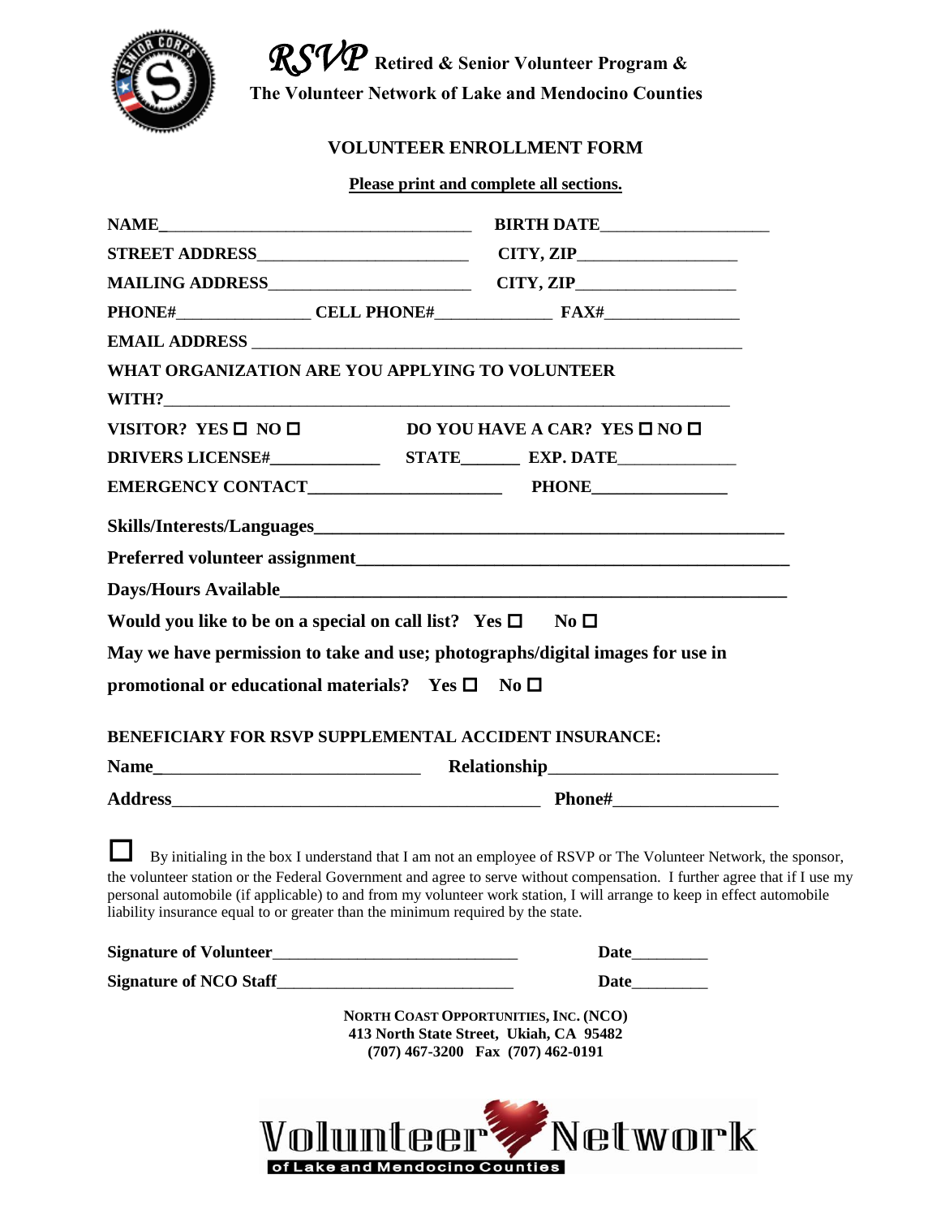*RSVP* **Retired & Senior Volunteer Program &**

**The Volunteer Network of Lake and Mendocino Counties**

## VOLUNTEER ENROLLMENT FORM

**Please print and complete all sections.**

**NAME**_______________________________________ **BIRTH DATE**____________________

**STREET ADDRESS**__________________________ **CITY, ZIP**___________________

**MAILING ADDRESS**_________________________ **CITY, ZIP**___________________

**PHONE#**________________ **CELL PHONE#**______________ **FAX#**________________

**EMAIL ADDRESS** _____________________________________________________________

**WHAT ORGANIZATION ARE YOU APPLYING TO VOLUNTEER WITH?**____________________________________________________________________

**VISITOR? YES ☐ NO ☐** **DO YOU HAVE A CAR? YES ☐ NO ☐**

**DRIVERS LICENSE#**_____________ **STATE**_______ **EXP. DATE**______________

**EMERGENCY CONTACT**______________________ **PHONE**________________

**Skills/Interests/Languages**_______________________________________________

**Preferred volunteer assignment**___________________________________________

**Days/Hours Available**___________________________________________________

**Would you like to be on a special on call list? Yes ☐ No ☐**

**May we have permission to take and use; photographs/digital images for use in promotional or educational materials? Yes ☐ No ☐**

**BENEFICIARY FOR RSVP SUPPLEMENTAL ACCIDENT INSURANCE:**

**Name**_______________________________ **Relationship**__________________________

**Address**___________________________________________ **Phone#**___________________

☐ By initialing in the box I understand that I am not an employee of RSVP or The Volunteer Network, the sponsor, the volunteer station or the Federal Government and agree to serve without compensation. I further agree that if I use my personal automobile (if applicable) to and from my volunteer work station, I will arrange to keep in effect automobile liability insurance equal to or greater than the minimum required by the state.

**Signature of Volunteer**_____________________________ **Date**_________

**Signature of NCO Staff**____________________________ **Date**_________

**NORTH COAST OPPORTUNITIES, INC. (NCO)**
**413 North State Street, Ukiah, CA 95482**
**(707) 467-3200 Fax (707) 462-0191**

Volunteer Network of Lake and Mendocino Counties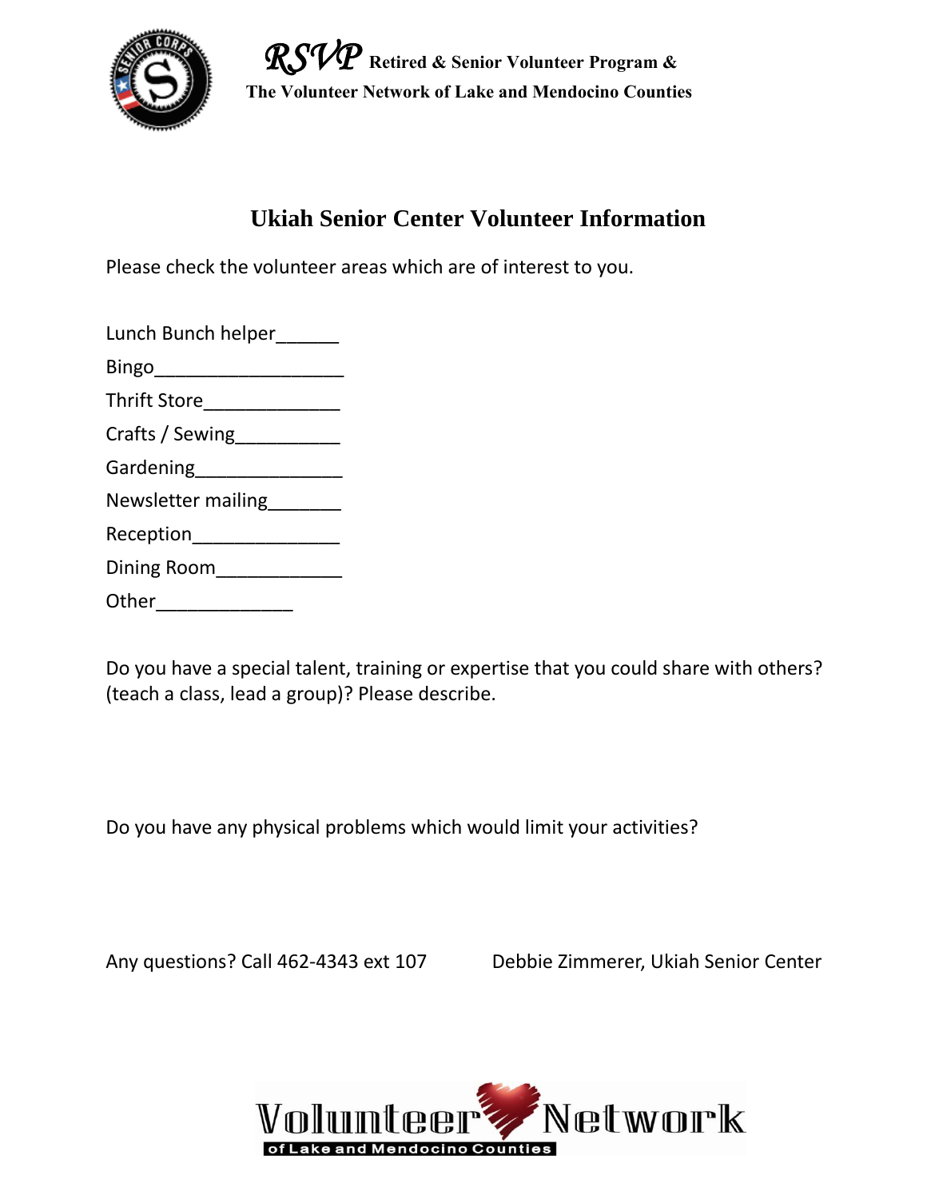*RSVP* **Retired & Senior Volunteer Program &**
**The Volunteer Network of Lake and Mendocino Counties**

# Ukiah Senior Center Volunteer Information

Please check the volunteer areas which are of interest to you.

Lunch Bunch helper______

Bingo__________________

Thrift Store_____________

Crafts / Sewing__________

Gardening______________

Newsletter mailing_______

Reception______________

Dining Room____________

Other_____________

Do you have a special talent, training or expertise that you could share with others? (teach a class, lead a group)? Please describe.

Do you have any physical problems which would limit your activities?

Any questions? Call 462-4343 ext 107 Debbie Zimmerer, Ukiah Senior Center

Volunteer Network of Lake and Mendocino Counties